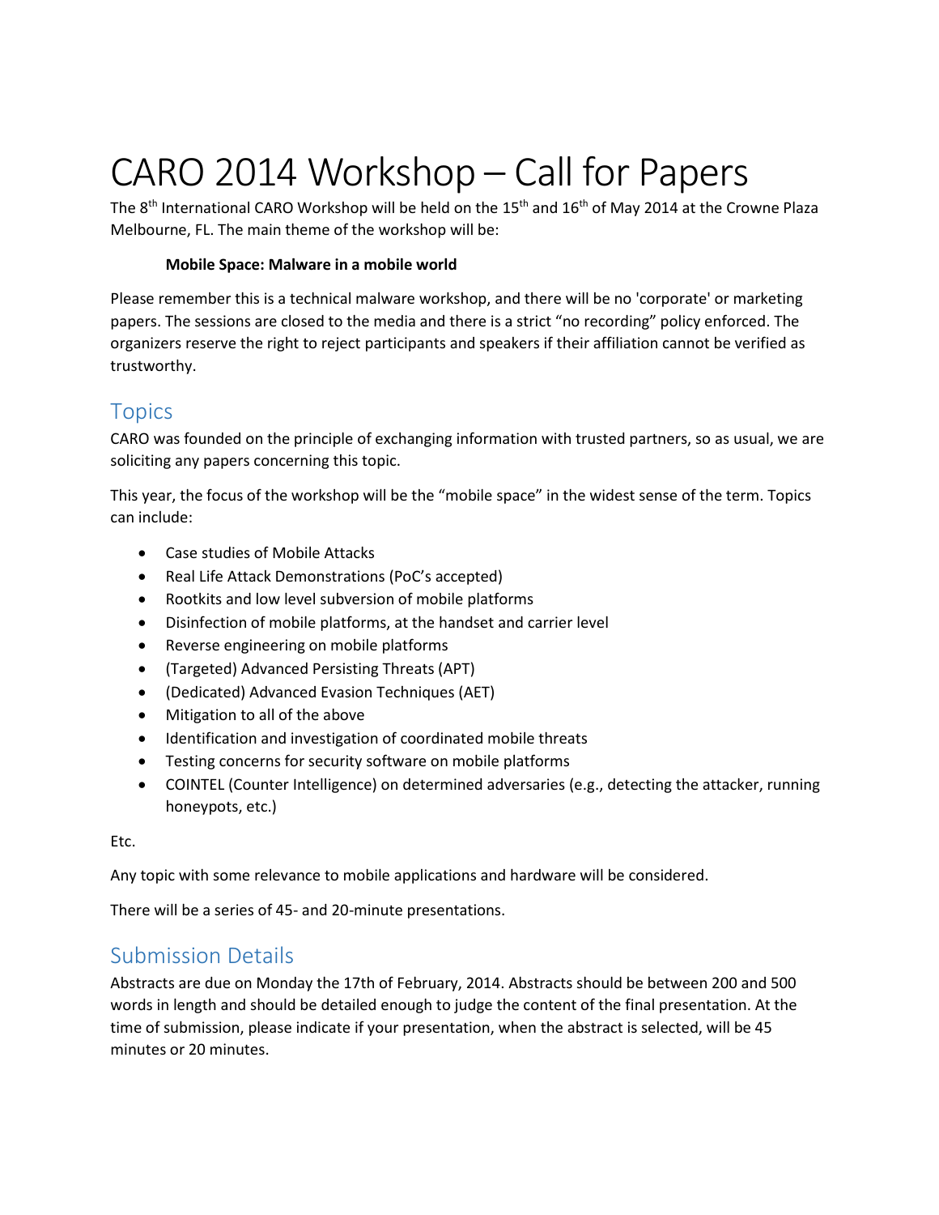# CARO 2014 Workshop – Call for Papers

The 8th International CARO Workshop will be held on the 15th and 16th of May 2014 at the Crowne Plaza Melbourne, FL. The main theme of the workshop will be:

**Mobile Space: Malware in a mobile world**

Please remember this is a technical malware workshop, and there will be no 'corporate' or marketing papers. The sessions are closed to the media and there is a strict "no recording" policy enforced. The organizers reserve the right to reject participants and speakers if their affiliation cannot be verified as trustworthy.

## Topics

CARO was founded on the principle of exchanging information with trusted partners, so as usual, we are soliciting any papers concerning this topic.

This year, the focus of the workshop will be the "mobile space" in the widest sense of the term. Topics can include:

- Case studies of Mobile Attacks
- Real Life Attack Demonstrations (PoC's accepted)
- Rootkits and low level subversion of mobile platforms
- Disinfection of mobile platforms, at the handset and carrier level
- Reverse engineering on mobile platforms
- (Targeted) Advanced Persisting Threats (APT)
- (Dedicated) Advanced Evasion Techniques (AET)
- Mitigation to all of the above
- Identification and investigation of coordinated mobile threats
- Testing concerns for security software on mobile platforms
- COINTEL (Counter Intelligence) on determined adversaries (e.g., detecting the attacker, running honeypots, etc.)

Etc.

Any topic with some relevance to mobile applications and hardware will be considered.

There will be a series of 45- and 20-minute presentations.

## Submission Details

Abstracts are due on Monday the 17th of February, 2014. Abstracts should be between 200 and 500 words in length and should be detailed enough to judge the content of the final presentation. At the time of submission, please indicate if your presentation, when the abstract is selected, will be 45 minutes or 20 minutes.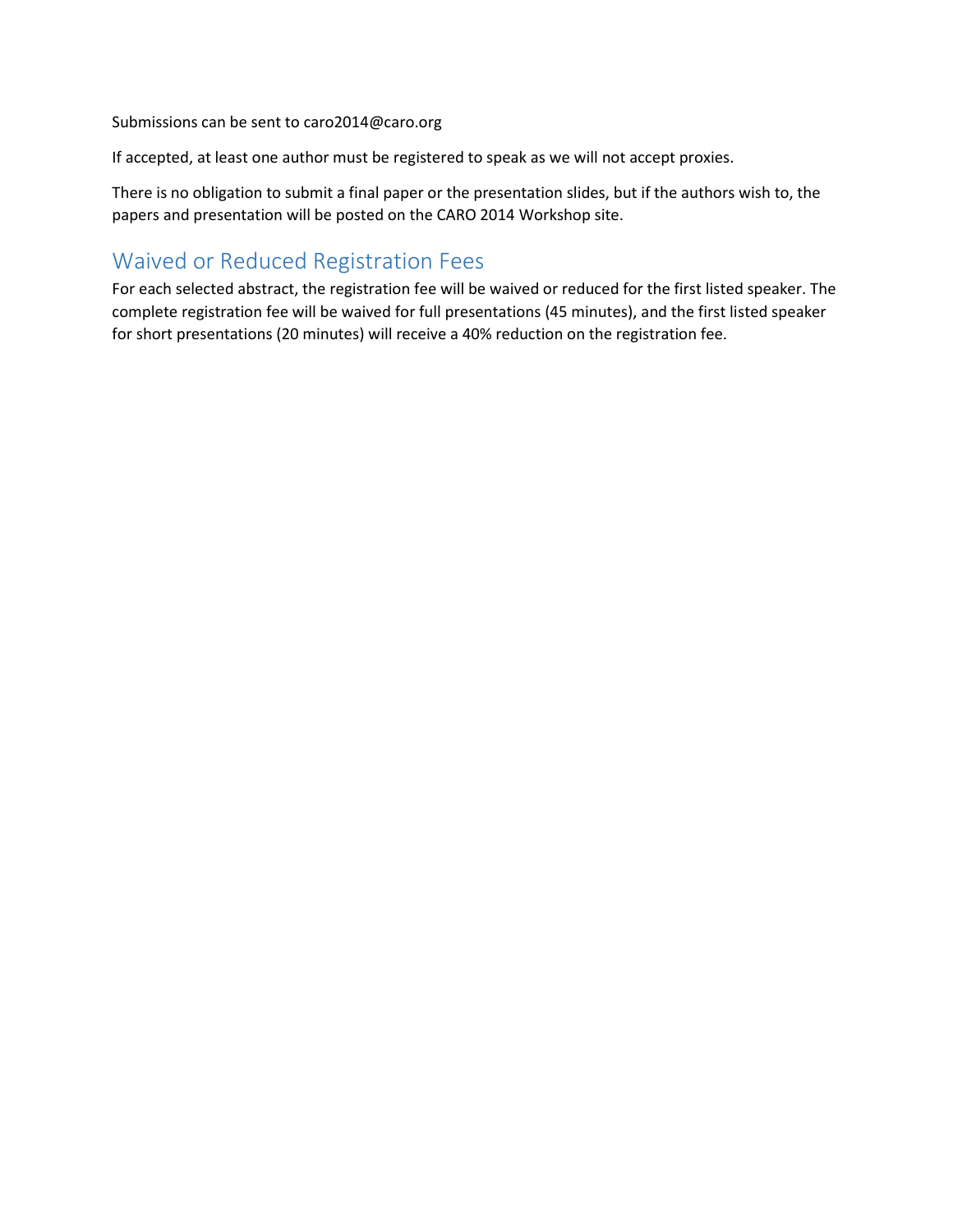Submissions can be sent to caro2014@caro.org

If accepted, at least one author must be registered to speak as we will not accept proxies.

There is no obligation to submit a final paper or the presentation slides, but if the authors wish to, the papers and presentation will be posted on the CARO 2014 Workshop site.

## Waived or Reduced Registration Fees

For each selected abstract, the registration fee will be waived or reduced for the first listed speaker. The complete registration fee will be waived for full presentations (45 minutes), and the first listed speaker for short presentations (20 minutes) will receive a 40% reduction on the registration fee.